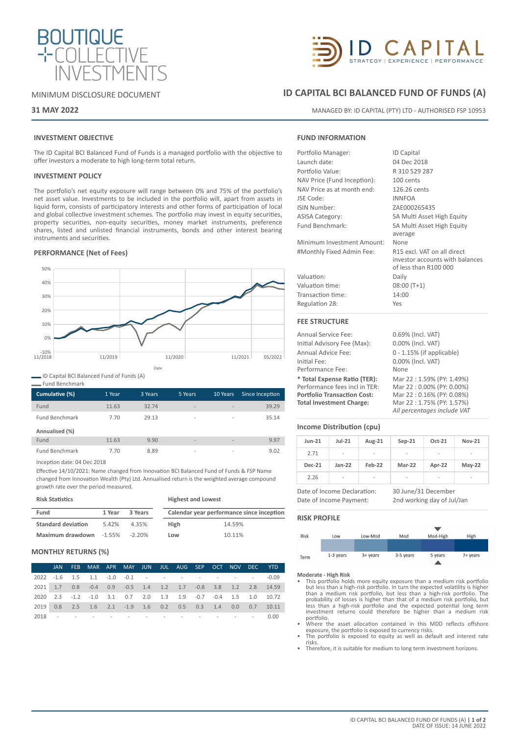# ID CAPITAL BCI BALANCED FUND OF FUNDS (A)

BOUTIQUE COLLECTIVE INVESTMENTS

MINIMUM DISCLOSURE DOCUMENT

**31 MAY 2022**

ID CAPITAL — STRATEGY | EXPERIENCE | PERFORMANCE

MANAGED BY: ID CAPITAL (PTY) LTD - AUTHORISED FSP 10953

## INVESTMENT OBJECTIVE

The ID Capital BCI Balanced Fund of Funds is a managed portfolio with the objective to offer investors a moderate to high long-term total return.

## INVESTMENT POLICY

The portfolio's net equity exposure will range between 0% and 75% of the portfolio's net asset value. Investments to be included in the portfolio will, apart from assets in liquid form, consists of participatory interests and other forms of participation of local and global collective investment schemes. The portfolio may invest in equity securities, property securities, non-equity securities, money market instruments, preference shares, listed and unlisted financial instruments, bonds and other interest bearing instruments and securities.

## PERFORMANCE (Net of Fees)

ID Capital BCI Balanced Fund of Funds (A)
Fund Benchmark

| Cumulative (%) | 1 Year | 3 Years | 5 Years | 10 Years | Since Inception |
|---|---|---|---|---|---|
| Fund | 11.63 | 32.74 | - | - | 39.29 |
| Fund Benchmark | 7.70 | 29.13 | - | - | 35.14 |
| **Annualised (%)** | | | | | |
| Fund | 11.63 | 9.90 | - | - | 9.97 |
| Fund Benchmark | 7.70 | 8.89 | - | - | 9.02 |

Inception date: 04 Dec 2018

Effective 14/10/2021: Name changed from Innovation BCI Balanced Fund of Funds & FSP Name changed from Innovation Wealth (Pty) Ltd. Annualised return is the weighted average compound growth rate over the period measured.

**Risk Statistics**

| Fund | 1 Year | 3 Years |
|---|---|---|
| Standard deviation | 5.42% | 4.35% |
| Maximum drawdown | -1.55% | -2.20% |

**Highest and Lowest**

| Calendar year performance since inception | |
|---|---|
| High | 14.59% |
| Low | 10.11% |

## MONTHLY RETURNS (%)

| | JAN | FEB | MAR | APR | MAY | JUN | JUL | AUG | SEP | OCT | NOV | DEC | YTD |
|---|---|---|---|---|---|---|---|---|---|---|---|---|---|
| 2022 | -1.6 | 1.5 | 1.1 | -1.0 | -0.1 | - | - | - | - | - | - | - | -0.09 |
| 2021 | 1.7 | 0.8 | -0.4 | 0.9 | -0.5 | 1.4 | 1.2 | 1.7 | -0.8 | 3.8 | 1.2 | 2.8 | 14.59 |
| 2020 | 2.3 | -1.2 | -1.0 | 3.1 | 0.7 | 2.0 | 1.3 | 1.9 | -0.7 | -0.4 | 1.5 | 1.0 | 10.72 |
| 2019 | 0.8 | 2.5 | 1.6 | 2.1 | -1.9 | 1.6 | 0.2 | 0.5 | 0.3 | 1.4 | 0.0 | 0.7 | 10.11 |
| 2018 | - | - | - | - | - | - | - | - | - | - | - | - | 0.00 |

## FUND INFORMATION

| | |
|---|---|
| Portfolio Manager: | ID Capital |
| Launch date: | 04 Dec 2018 |
| Portfolio Value: | R 310 529 287 |
| NAV Price (Fund Inception): | 100 cents |
| NAV Price as at month end: | 126.26 cents |
| JSE Code: | INNFOA |
| ISIN Number: | ZAE000265435 |
| ASISA Category: | SA Multi Asset High Equity |
| Fund Benchmark: | SA Multi Asset High Equity average |
| Minimum Investment Amount: | None |
| #Monthly Fixed Admin Fee: | R15 excl. VAT on all direct investor accounts with balances of less than R100 000 |
| Valuation: | Daily |
| Valuation time: | 08:00 (T+1) |
| Transaction time: | 14:00 |
| Regulation 28: | Yes |

## FEE STRUCTURE

| | |
|---|---|
| Annual Service Fee: | 0.69% (Incl. VAT) |
| Initial Advisory Fee (Max): | 0.00% (Incl. VAT) |
| Annual Advice Fee: | 0 - 1.15% (if applicable) |
| Initial Fee: | 0.00% (Incl. VAT) |
| Performance Fee: | None |
| **\* Total Expense Ratio (TER):** | Mar 22 : 1.59% (PY: 1.49%) |
| Performance fees incl in TER: | Mar 22 : 0.00% (PY: 0.00%) |
| **Portfolio Transaction Cost:** | Mar 22 : 0.16% (PY: 0.08%) |
| **Total Investment Charge:** | Mar 22 : 1.75% (PY: 1.57%) |

*All percentages include VAT*

## Income Distribution (cpu)

| Jun-21 | Jul-21 | Aug-21 | Sep-21 | Oct-21 | Nov-21 |
|---|---|---|---|---|---|
| 2.71 | - | - | - | - | - |
| **Dec-21** | **Jan-22** | **Feb-22** | **Mar-22** | **Apr-22** | **May-22** |
| 2.26 | - | - | - | - | - |

| | |
|---|---|
| Date of Income Declaration: | 30 June/31 December |
| Date of Income Payment: | 2nd working day of Jul/Jan |

## RISK PROFILE

| Risk | Low | Low-Mod | Mod | Mod-High | High |
|---|---|---|---|---|---|
| Term | 1-3 years | 3+ years | 3-5 years | 5 years | 7+ years |

**Moderate - High Risk**

- This portfolio holds more equity exposure than a medium risk portfolio but less than a high-risk portfolio. In turn the expected volatility is higher than a medium risk portfolio, but less than a high-risk portfolio. The probability of losses is higher than that of a medium risk portfolio, but less than a high-risk portfolio and the expected potential long term investment returns could therefore be higher than a medium risk portfolio.
- Where the asset allocation contained in this MDD reflects offshore exposure, the portfolio is exposed to currency risks.
- The portfolio is exposed to equity as well as default and interest rate risks.
- Therefore, it is suitable for medium to long term investment horizons.

DATE OF ISSUE: 14 JUNE 2022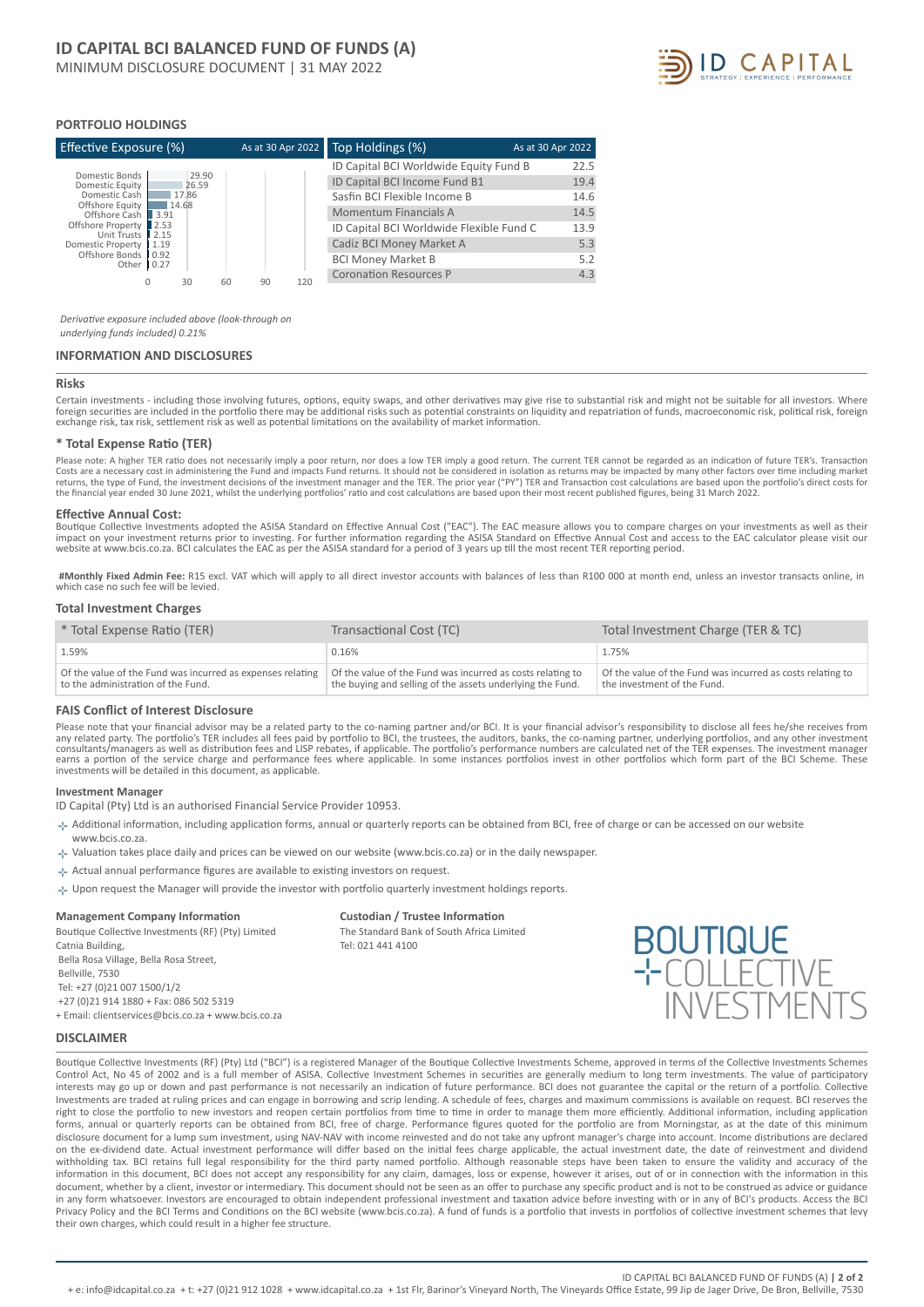# ID CAPITAL BCI BALANCED FUND OF FUNDS (A)

MINIMUM DISCLOSURE DOCUMENT | 31 MAY 2022

## PORTFOLIO HOLDINGS

**Effective Exposure (%)** As at 30 Apr 2022

Domestic Bonds 29.90
Domestic Equity 26.59
Domestic Cash 17.86
Offshore Equity 14.68
Offshore Cash 3.91
Offshore Property 2.53
Unit Trusts 2.15
Domestic Property 1.19
Offshore Bonds 0.92
Other 0.27

0 30 60 90 120

| Top Holdings (%) | As at 30 Apr 2022 |
|---|---|
| ID Capital BCI Worldwide Equity Fund B | 22.5 |
| ID Capital BCI Income Fund B1 | 19.4 |
| Sasfin BCI Flexible Income B | 14.6 |
| Momentum Financials A | 14.5 |
| ID Capital BCI Worldwide Flexible Fund C | 13.9 |
| Cadiz BCI Money Market A | 5.3 |
| BCI Money Market B | 5.2 |
| Coronation Resources P | 4.3 |

*Derivative exposure included above (look-through on underlying funds included) 0.21%*

## INFORMATION AND DISCLOSURES

### Risks

Certain investments - including those involving futures, options, equity swaps, and other derivatives may give rise to substantial risk and might not be suitable for all investors. Where foreign securities are included in the portfolio there may be additional risks such as potential constraints on liquidity and repatriation of funds, macroeconomic risk, political risk, foreign exchange risk, tax risk, settlement risk as well as potential limitations on the availability of market information.

### * Total Expense Ratio (TER)

Please note: A higher TER ratio does not necessarily imply a poor return, nor does a low TER imply a good return. The current TER cannot be regarded as an indication of future TER's. Transaction Costs are a necessary cost in administering the Fund and impacts Fund returns. It should not be considered in isolation as returns may be impacted by many other factors over time including market returns, the type of Fund, the investment decisions of the investment manager and the TER. The prior year ("PY") TER and Transaction cost calculations are based upon the portfolio's direct costs for the financial year ended 30 June 2021, whilst the underlying portfolios' ratio and cost calculations are based upon their most recent published figures, being 31 March 2022.

### Effective Annual Cost:

Boutique Collective Investments adopted the ASISA Standard on Effective Annual Cost ("EAC"). The EAC measure allows you to compare charges on your investments as well as their impact on your investment returns prior to investing. For further information regarding the ASISA Standard on Effective Annual Cost and access to the EAC calculator please visit our website at www.bcis.co.za. BCI calculates the EAC as per the ASISA standard for a period of 3 years up till the most recent TER reporting period.

**#Monthly Fixed Admin Fee:** R15 excl. VAT which will apply to all direct investor accounts with balances of less than R100 000 at month end, unless an investor transacts online, in which case no such fee will be levied.

### Total Investment Charges

| * Total Expense Ratio (TER) | Transactional Cost (TC) | Total Investment Charge (TER & TC) |
|---|---|---|
| 1.59% | 0.16% | 1.75% |
| Of the value of the Fund was incurred as expenses relating to the administration of the Fund. | Of the value of the Fund was incurred as costs relating to the buying and selling of the assets underlying the Fund. | Of the value of the Fund was incurred as costs relating to the investment of the Fund. |

### FAIS Conflict of Interest Disclosure

Please note that your financial advisor may be a related party to the co-naming partner and/or BCI. It is your financial advisor's responsibility to disclose all fees he/she receives from any related party. The portfolio's TER includes all fees paid by portfolio to BCI, the trustees, the auditors, banks, the co-naming partner, underlying portfolios, and any other investment consultants/managers as well as distribution fees and LISP rebates, if applicable. The portfolio's performance numbers are calculated net of the TER expenses. The investment manager earns a portion of the service charge and performance fees where applicable. In some instances portfolios invest in other portfolios which form part of the BCI Scheme. These investments will be detailed in this document, as applicable.

#### Investment Manager

ID Capital (Pty) Ltd is an authorised Financial Service Provider 10953.

- Additional information, including application forms, annual or quarterly reports can be obtained from BCI, free of charge or can be accessed on our website www.bcis.co.za.
- Valuation takes place daily and prices can be viewed on our website (www.bcis.co.za) or in the daily newspaper.
- Actual annual performance figures are available to existing investors on request.
- Upon request the Manager will provide the investor with portfolio quarterly investment holdings reports.

#### Management Company Information

Boutique Collective Investments (RF) (Pty) Limited
Catnia Building,
Bella Rosa Village, Bella Rosa Street,
Bellville, 7530
Tel: +27 (0)21 007 1500/1/2
+27 (0)21 914 1880 + Fax: 086 502 5319
+ Email: clientservices@bcis.co.za + www.bcis.co.za

#### Custodian / Trustee Information

The Standard Bank of South Africa Limited
Tel: 021 441 4100

## DISCLAIMER

Boutique Collective Investments (RF) (Pty) Ltd ("BCI") is a registered Manager of the Boutique Collective Investments Scheme, approved in terms of the Collective Investments Schemes Control Act, No 45 of 2002 and is a full member of ASISA. Collective Investment Schemes in securities are generally medium to long term investments. The value of participatory interests may go up or down and past performance is not necessarily an indication of future performance. BCI does not guarantee the capital or the return of a portfolio. Collective Investments are traded at ruling prices and can engage in borrowing and scrip lending. A schedule of fees, charges and maximum commissions is available on request. BCI reserves the right to close the portfolio to new investors and reopen certain portfolios from time to time in order to manage them more efficiently. Additional information, including application forms, annual or quarterly reports can be obtained from BCI, free of charge. Performance figures quoted for the portfolio are from Morningstar, as at the date of this minimum disclosure document for a lump sum investment, using NAV-NAV with income reinvested and do not take any upfront manager's charge into account. Income distributions are declared on the ex-dividend date. Actual investment performance will differ based on the initial fees charge applicable, the actual investment date, the date of reinvestment and dividend withholding tax. BCI retains full legal responsibility for the third party named portfolio. Although reasonable steps have been taken to ensure the validity and accuracy of the information in this document, BCI does not accept any responsibility for any claim, damages, loss or expense, however it arises, out of or in connection with the information in this document, whether by a client, investor or intermediary. This document should not be seen as an offer to purchase any specific product and is not to be construed as advice or guidance in any form whatsoever. Investors are encouraged to obtain independent professional investment and taxation advice before investing with or in any of BCI's products. Access the BCI Privacy Policy and the BCI Terms and Conditions on the BCI website (www.bcis.co.za). A fund of funds is a portfolio that invests in portfolios of collective investment schemes that levy their own charges, which could result in a higher fee structure.

+ e: info@idcapital.co.za + t: +27 (0)21 912 1028 + www.idcapital.co.za + 1st Flr, Barinor's Vineyard North, The Vineyards Office Estate, 99 Jip de Jager Drive, De Bron, Bellville, 7530